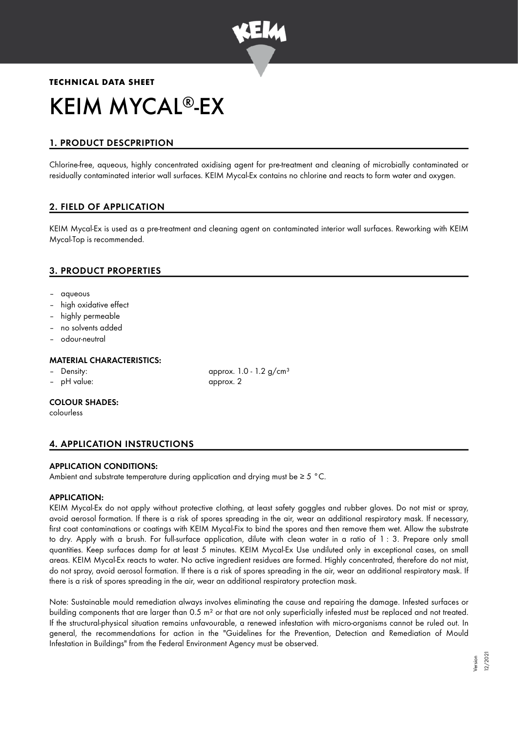**TECHNICAL DATA SHEET**

# KEIM MYCAL®-EX

## 1. PRODUCT DESCPRIPTION

Chlorine-free, aqueous, highly concentrated oxidising agent for pre-treatment and cleaning of microbially contaminated or residually contaminated interior wall surfaces. KEIM Mycal-Ex contains no chlorine and reacts to form water and oxygen.

## 2. FIELD OF APPLICATION

KEIM Mycal-Ex is used as a pre-treatment and cleaning agent on contaminated interior wall surfaces. Reworking with KEIM Mycal-Top is recommended.

## 3. PRODUCT PROPERTIES

- aqueous
- high oxidative effect
- highly permeable
- no solvents added
- odour-neutral

### MATERIAL CHARACTERISTICS:

- Density: approx. 1.0 - 1.2 g/cm³
- pH value: approx. 2

### COLOUR SHADES:

colourless

## 4. APPLICATION INSTRUCTIONS

### APPLICATION CONDITIONS:

Ambient and substrate temperature during application and drying must be ≥ 5 °C.

### APPLICATION:

KEIM Mycal-Ex do not apply without protective clothing, at least safety goggles and rubber gloves. Do not mist or spray, avoid aerosol formation. If there is a risk of spores spreading in the air, wear an additional respiratory mask. If necessary, first coat contaminations or coatings with KEIM Mycal-Fix to bind the spores and then remove them wet. Allow the substrate to dry. Apply with a brush. For full-surface application, dilute with clean water in a ratio of 1 : 3. Prepare only small quantities. Keep surfaces damp for at least 5 minutes. KEIM Mycal-Ex Use undiluted only in exceptional cases, on small areas. KEIM Mycal-Ex reacts to water. No active ingredient residues are formed. Highly concentrated, therefore do not mist, do not spray, avoid aerosol formation. If there is a risk of spores spreading in the air, wear an additional respiratory mask. If there is a risk of spores spreading in the air, wear an additional respiratory protection mask.

Note: Sustainable mould remediation always involves eliminating the cause and repairing the damage. Infested surfaces or building components that are larger than 0.5 m² or that are not only superficially infested must be replaced and not treated. If the structural-physical situation remains unfavourable, a renewed infestation with micro-organisms cannot be ruled out. In general, the recommendations for action in the "Guidelines for the Prevention, Detection and Remediation of Mould Infestation in Buildings" from the Federal Environment Agency must be observed.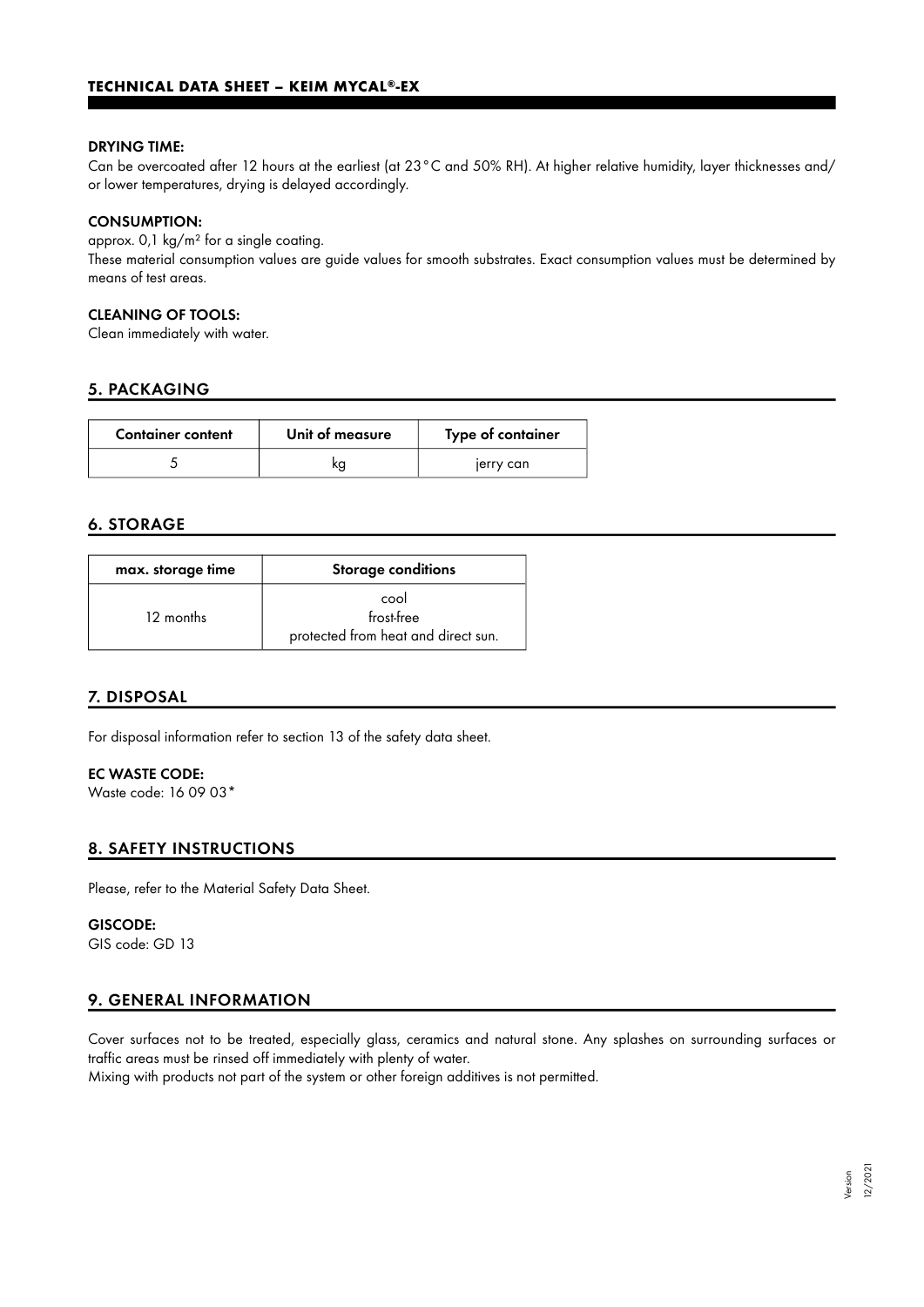**DRYING TIME:**
Can be overcoated after 12 hours at the earliest (at 23 °C and 50% RH). At higher relative humidity, layer thicknesses and/or lower temperatures, drying is delayed accordingly.

**CONSUMPTION:**
approx. 0,1 kg/m² for a single coating.
These material consumption values are guide values for smooth substrates. Exact consumption values must be determined by means of test areas.

**CLEANING OF TOOLS:**
Clean immediately with water.

## 5. PACKAGING

| Container content | Unit of measure | Type of container |
|---|---|---|
| 5 | kg | jerry can |

## 6. STORAGE

| max. storage time | Storage conditions |
|---|---|
| 12 months | cool<br>frost-free<br>protected from heat and direct sun. |

## 7. DISPOSAL

For disposal information refer to section 13 of the safety data sheet.

**EC WASTE CODE:**
Waste code: 16 09 03*

## 8. SAFETY INSTRUCTIONS

Please, refer to the Material Safety Data Sheet.

**GISCODE:**
GIS code: GD 13

## 9. GENERAL INFORMATION

Cover surfaces not to be treated, especially glass, ceramics and natural stone. Any splashes on surrounding surfaces or traffic areas must be rinsed off immediately with plenty of water.
Mixing with products not part of the system or other foreign additives is not permitted.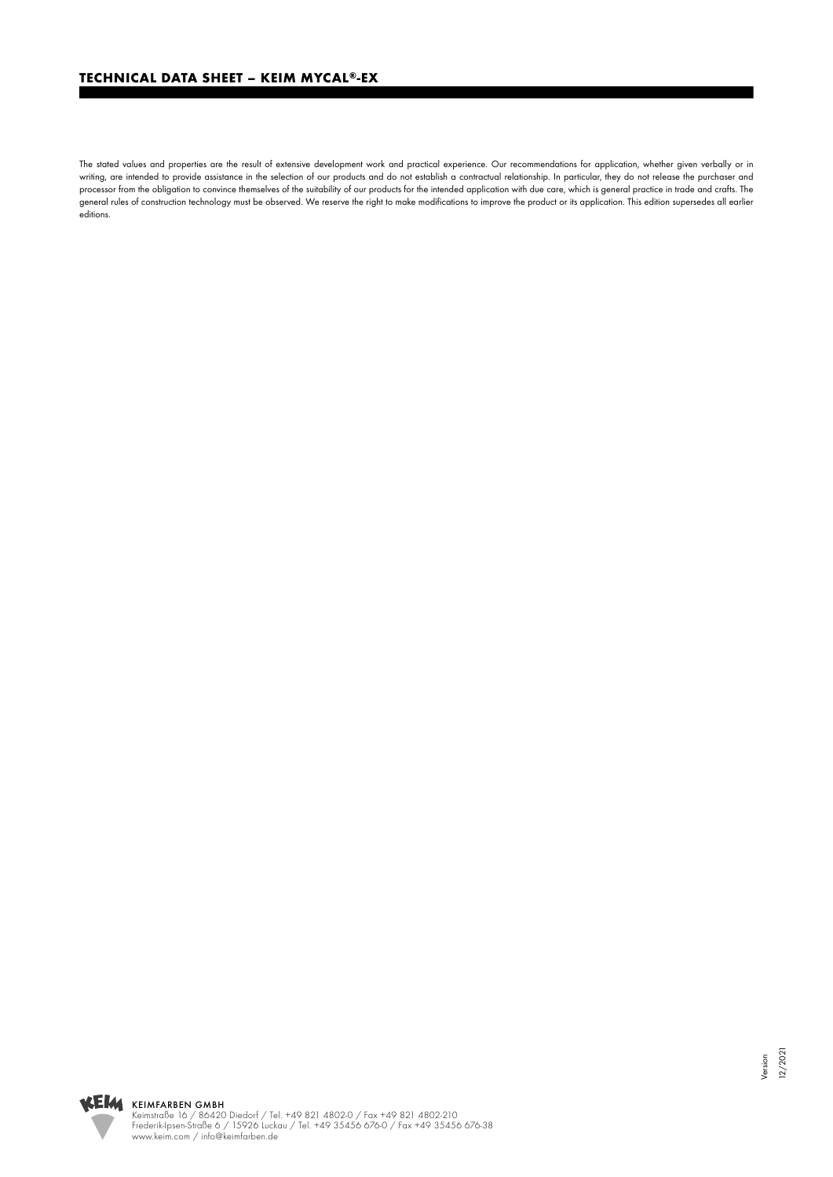The stated values and properties are the result of extensive development work and practical experience. Our recommendations for application, whether given verbally or in writing, are intended to provide assistance in the selection of our products and do not establish a contractual relationship. In particular, they do not release the purchaser and processor from the obligation to convince themselves of the suitability of our products for the intended application with due care, which is general practice in trade and crafts. The general rules of construction technology must be observed. We reserve the right to make modifications to improve the product or its application. This edition supersedes all earlier editions.